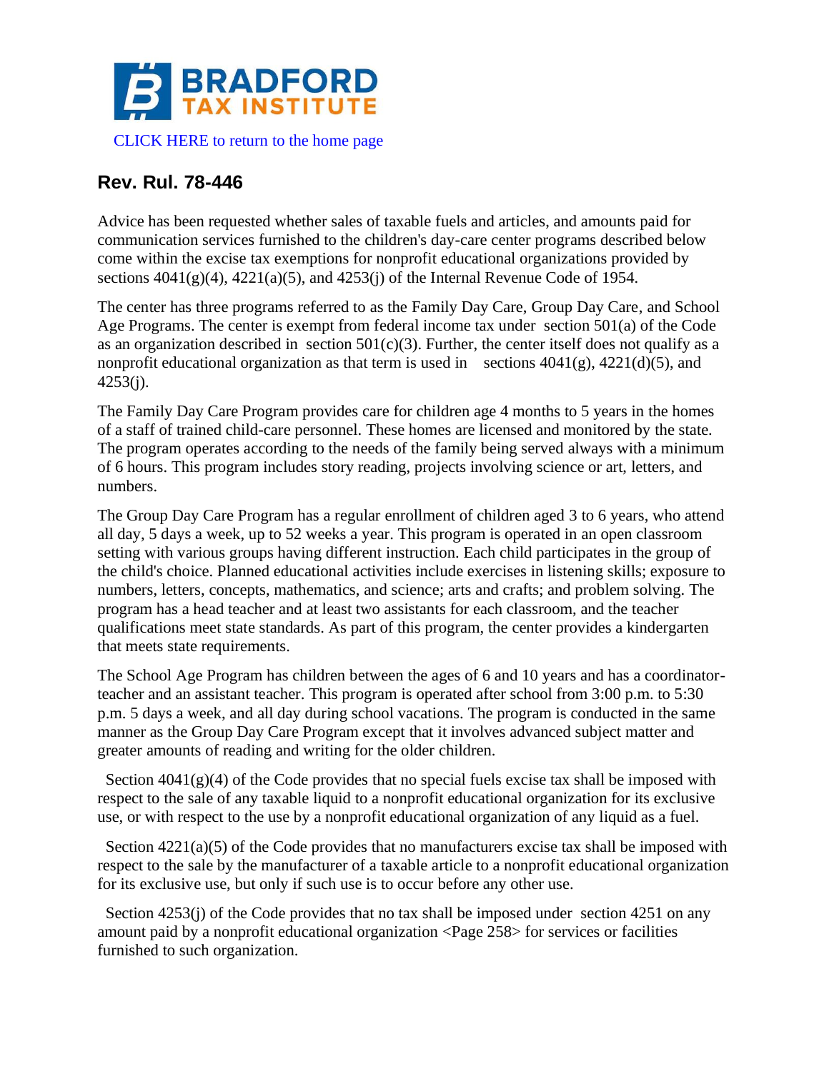CLICK HERE to return to the home page

## Rev. Rul. 78-446

Advice has been requested whether sales of taxable fuels and articles, and amounts paid for communication services furnished to the children's day-care center programs described below come within the excise tax exemptions for nonprofit educational organizations provided by sections 4041(g)(4), 4221(a)(5), and 4253(j) of the Internal Revenue Code of 1954.

The center has three programs referred to as the Family Day Care, Group Day Care, and School Age Programs. The center is exempt from federal income tax under section 501(a) of the Code as an organization described in section 501(c)(3). Further, the center itself does not qualify as a nonprofit educational organization as that term is used in sections 4041(g), 4221(d)(5), and 4253(j).

The Family Day Care Program provides care for children age 4 months to 5 years in the homes of a staff of trained child-care personnel. These homes are licensed and monitored by the state. The program operates according to the needs of the family being served always with a minimum of 6 hours. This program includes story reading, projects involving science or art, letters, and numbers.

The Group Day Care Program has a regular enrollment of children aged 3 to 6 years, who attend all day, 5 days a week, up to 52 weeks a year. This program is operated in an open classroom setting with various groups having different instruction. Each child participates in the group of the child's choice. Planned educational activities include exercises in listening skills; exposure to numbers, letters, concepts, mathematics, and science; arts and crafts; and problem solving. The program has a head teacher and at least two assistants for each classroom, and the teacher qualifications meet state standards. As part of this program, the center provides a kindergarten that meets state requirements.

The School Age Program has children between the ages of 6 and 10 years and has a coordinator-teacher and an assistant teacher. This program is operated after school from 3:00 p.m. to 5:30 p.m. 5 days a week, and all day during school vacations. The program is conducted in the same manner as the Group Day Care Program except that it involves advanced subject matter and greater amounts of reading and writing for the older children.

Section 4041(g)(4) of the Code provides that no special fuels excise tax shall be imposed with respect to the sale of any taxable liquid to a nonprofit educational organization for its exclusive use, or with respect to the use by a nonprofit educational organization of any liquid as a fuel.

Section 4221(a)(5) of the Code provides that no manufacturers excise tax shall be imposed with respect to the sale by the manufacturer of a taxable article to a nonprofit educational organization for its exclusive use, but only if such use is to occur before any other use.

Section 4253(j) of the Code provides that no tax shall be imposed under section 4251 on any amount paid by a nonprofit educational organization <Page 258> for services or facilities furnished to such organization.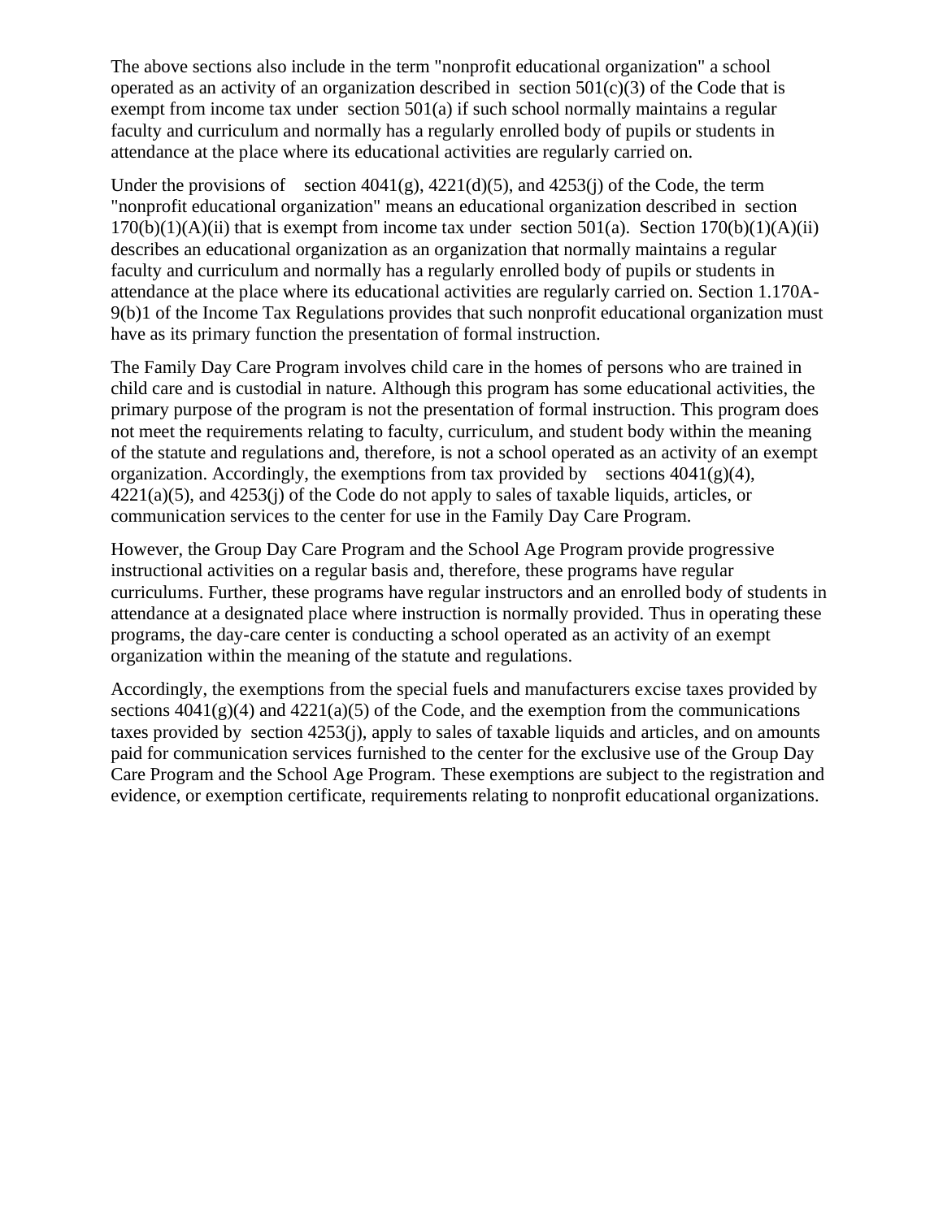The above sections also include in the term "nonprofit educational organization" a school operated as an activity of an organization described in section 501(c)(3) of the Code that is exempt from income tax under section 501(a) if such school normally maintains a regular faculty and curriculum and normally has a regularly enrolled body of pupils or students in attendance at the place where its educational activities are regularly carried on.

Under the provisions of section 4041(g), 4221(d)(5), and 4253(j) of the Code, the term "nonprofit educational organization" means an educational organization described in section 170(b)(1)(A)(ii) that is exempt from income tax under section 501(a). Section 170(b)(1)(A)(ii) describes an educational organization as an organization that normally maintains a regular faculty and curriculum and normally has a regularly enrolled body of pupils or students in attendance at the place where its educational activities are regularly carried on. Section 1.170A-9(b)1 of the Income Tax Regulations provides that such nonprofit educational organization must have as its primary function the presentation of formal instruction.

The Family Day Care Program involves child care in the homes of persons who are trained in child care and is custodial in nature. Although this program has some educational activities, the primary purpose of the program is not the presentation of formal instruction. This program does not meet the requirements relating to faculty, curriculum, and student body within the meaning of the statute and regulations and, therefore, is not a school operated as an activity of an exempt organization. Accordingly, the exemptions from tax provided by sections 4041(g)(4), 4221(a)(5), and 4253(j) of the Code do not apply to sales of taxable liquids, articles, or communication services to the center for use in the Family Day Care Program.

However, the Group Day Care Program and the School Age Program provide progressive instructional activities on a regular basis and, therefore, these programs have regular curriculums. Further, these programs have regular instructors and an enrolled body of students in attendance at a designated place where instruction is normally provided. Thus in operating these programs, the day-care center is conducting a school operated as an activity of an exempt organization within the meaning of the statute and regulations.

Accordingly, the exemptions from the special fuels and manufacturers excise taxes provided by sections 4041(g)(4) and 4221(a)(5) of the Code, and the exemption from the communications taxes provided by section 4253(j), apply to sales of taxable liquids and articles, and on amounts paid for communication services furnished to the center for the exclusive use of the Group Day Care Program and the School Age Program. These exemptions are subject to the registration and evidence, or exemption certificate, requirements relating to nonprofit educational organizations.